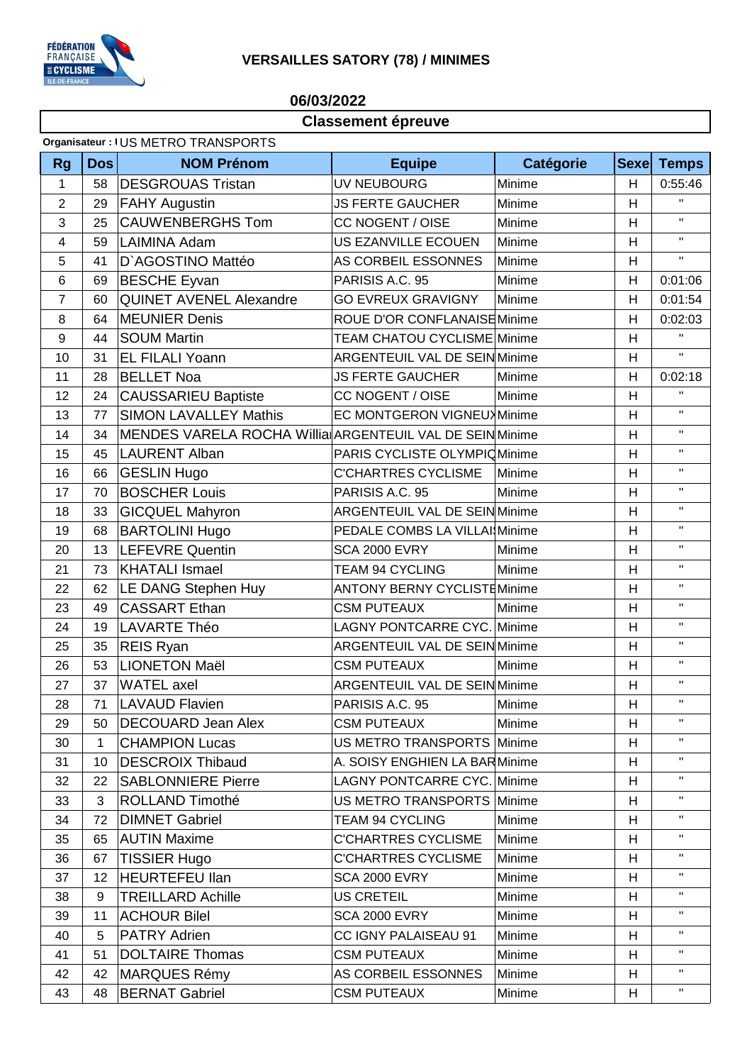# VERSAILLES SATORY (78) / MINIMES

**06/03/2022**

## Classement épreuve

**Organisateur :** US METRO TRANSPORTS

| Rg | Dos | NOM Prénom | Equipe | Catégorie | Sexe | Temps |
|---|---|---|---|---|---|---|
| 1 | 58 | DESGROUAS Tristan | UV NEUBOURG | Minime | H | 0:55:46 |
| 2 | 29 | FAHY Augustin | JS FERTE GAUCHER | Minime | H | " |
| 3 | 25 | CAUWENBERGHS Tom | CC NOGENT / OISE | Minime | H | " |
| 4 | 59 | LAIMINA Adam | US EZANVILLE ECOUEN | Minime | H | " |
| 5 | 41 | D`AGOSTINO Mattéo | AS CORBEIL ESSONNES | Minime | H | " |
| 6 | 69 | BESCHE Eyvan | PARISIS A.C. 95 | Minime | H | 0:01:06 |
| 7 | 60 | QUINET AVENEL Alexandre | GO EVREUX GRAVIGNY | Minime | H | 0:01:54 |
| 8 | 64 | MEUNIER Denis | ROUE D'OR CONFLANAISE | Minime | H | 0:02:03 |
| 9 | 44 | SOUM Martin | TEAM CHATOU CYCLISME | Minime | H | " |
| 10 | 31 | EL FILALI Yoann | ARGENTEUIL VAL DE SEIN | Minime | H | " |
| 11 | 28 | BELLET Noa | JS FERTE GAUCHER | Minime | H | 0:02:18 |
| 12 | 24 | CAUSSARIEU Baptiste | CC NOGENT / OISE | Minime | H | " |
| 13 | 77 | SIMON LAVALLEY Mathis | EC MONTGERON VIGNEUX | Minime | H | " |
| 14 | 34 | MENDES VARELA ROCHA Willia | ARGENTEUIL VAL DE SEIN | Minime | H | " |
| 15 | 45 | LAURENT Alban | PARIS CYCLISTE OLYMPIQ | Minime | H | " |
| 16 | 66 | GESLIN Hugo | C'CHARTRES CYCLISME | Minime | H | " |
| 17 | 70 | BOSCHER Louis | PARISIS A.C. 95 | Minime | H | " |
| 18 | 33 | GICQUEL Mahyron | ARGENTEUIL VAL DE SEIN | Minime | H | " |
| 19 | 68 | BARTOLINI Hugo | PEDALE COMBS LA VILLAI | Minime | H | " |
| 20 | 13 | LEFEVRE Quentin | SCA 2000 EVRY | Minime | H | " |
| 21 | 73 | KHATALI Ismael | TEAM 94 CYCLING | Minime | H | " |
| 22 | 62 | LE DANG Stephen Huy | ANTONY BERNY CYCLISTE | Minime | H | " |
| 23 | 49 | CASSART Ethan | CSM PUTEAUX | Minime | H | " |
| 24 | 19 | LAVARTE Théo | LAGNY PONTCARRE CYC. | Minime | H | " |
| 25 | 35 | REIS Ryan | ARGENTEUIL VAL DE SEIN | Minime | H | " |
| 26 | 53 | LIONETON Maël | CSM PUTEAUX | Minime | H | " |
| 27 | 37 | WATEL axel | ARGENTEUIL VAL DE SEIN | Minime | H | " |
| 28 | 71 | LAVAUD Flavien | PARISIS A.C. 95 | Minime | H | " |
| 29 | 50 | DECOUARD Jean Alex | CSM PUTEAUX | Minime | H | " |
| 30 | 1 | CHAMPION Lucas | US METRO TRANSPORTS | Minime | H | " |
| 31 | 10 | DESCROIX Thibaud | A. SOISY ENGHIEN LA BAR | Minime | H | " |
| 32 | 22 | SABLONNIERE Pierre | LAGNY PONTCARRE CYC. | Minime | H | " |
| 33 | 3 | ROLLAND Timothé | US METRO TRANSPORTS | Minime | H | " |
| 34 | 72 | DIMNET Gabriel | TEAM 94 CYCLING | Minime | H | " |
| 35 | 65 | AUTIN Maxime | C'CHARTRES CYCLISME | Minime | H | " |
| 36 | 67 | TISSIER Hugo | C'CHARTRES CYCLISME | Minime | H | " |
| 37 | 12 | HEURTEFEU Ilan | SCA 2000 EVRY | Minime | H | " |
| 38 | 9 | TREILLARD Achille | US CRETEIL | Minime | H | " |
| 39 | 11 | ACHOUR Bilel | SCA 2000 EVRY | Minime | H | " |
| 40 | 5 | PATRY Adrien | CC IGNY PALAISEAU 91 | Minime | H | " |
| 41 | 51 | DOLTAIRE Thomas | CSM PUTEAUX | Minime | H | " |
| 42 | 42 | MARQUES Rémy | AS CORBEIL ESSONNES | Minime | H | " |
| 43 | 48 | BERNAT Gabriel | CSM PUTEAUX | Minime | H | " |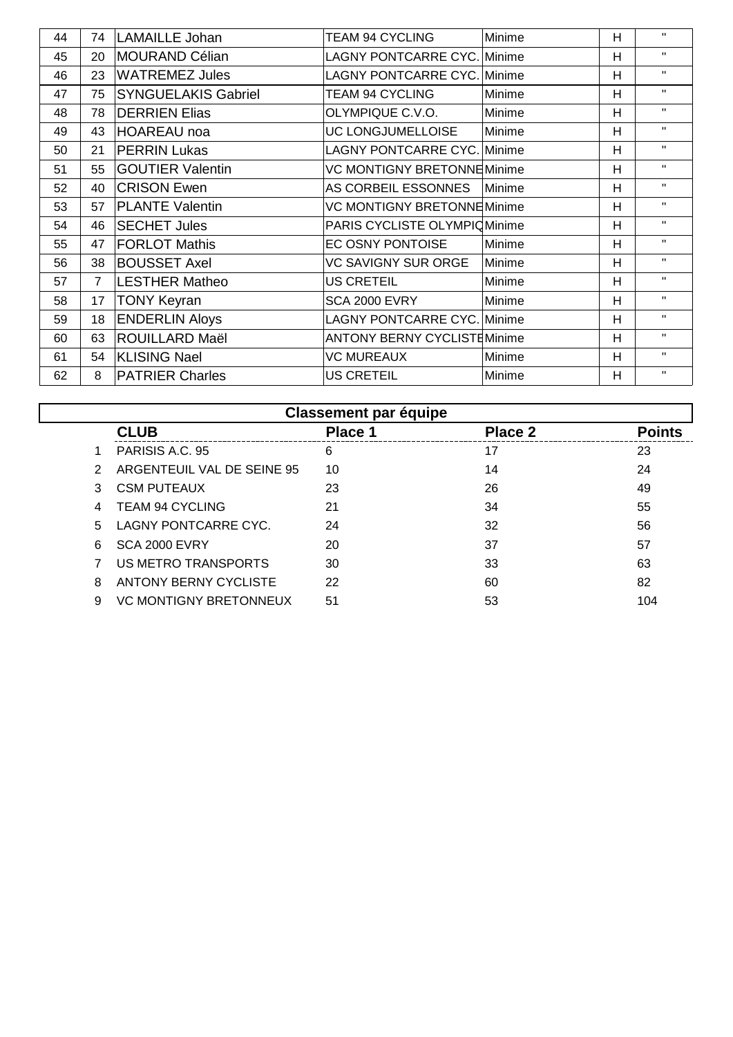| | | | | | | |
|---|---|---|---|---|---|---|
| 44 | 74 | LAMAILLE Johan | TEAM 94 CYCLING | Minime | H | " |
| 45 | 20 | MOURAND Célian | LAGNY PONTCARRE CYC. | Minime | H | " |
| 46 | 23 | WATREMEZ Jules | LAGNY PONTCARRE CYC. | Minime | H | " |
| 47 | 75 | SYNGUELAKIS Gabriel | TEAM 94 CYCLING | Minime | H | " |
| 48 | 78 | DERRIEN Elias | OLYMPIQUE C.V.O. | Minime | H | " |
| 49 | 43 | HOAREAU noa | UC LONGJUMELLOISE | Minime | H | " |
| 50 | 21 | PERRIN Lukas | LAGNY PONTCARRE CYC. | Minime | H | " |
| 51 | 55 | GOUTIER Valentin | VC MONTIGNY BRETONNE | Minime | H | " |
| 52 | 40 | CRISON Ewen | AS CORBEIL ESSONNES | Minime | H | " |
| 53 | 57 | PLANTE Valentin | VC MONTIGNY BRETONNE | Minime | H | " |
| 54 | 46 | SECHET Jules | PARIS CYCLISTE OLYMPIQ | Minime | H | " |
| 55 | 47 | FORLOT Mathis | EC OSNY PONTOISE | Minime | H | " |
| 56 | 38 | BOUSSET Axel | VC SAVIGNY SUR ORGE | Minime | H | " |
| 57 | 7 | LESTHER Matheo | US CRETEIL | Minime | H | " |
| 58 | 17 | TONY Keyran | SCA 2000 EVRY | Minime | H | " |
| 59 | 18 | ENDERLIN Aloys | LAGNY PONTCARRE CYC. | Minime | H | " |
| 60 | 63 | ROUILLARD Maël | ANTONY BERNY CYCLISTE | Minime | H | " |
| 61 | 54 | KLISING Nael | VC MUREAUX | Minime | H | " |
| 62 | 8 | PATRIER Charles | US CRETEIL | Minime | H | " |

## Classement par équipe

| | CLUB | Place 1 | Place 2 | Points |
|---|---|---|---|---|
| 1 | PARISIS A.C. 95 | 6 | 17 | 23 |
| 2 | ARGENTEUIL VAL DE SEINE 95 | 10 | 14 | 24 |
| 3 | CSM PUTEAUX | 23 | 26 | 49 |
| 4 | TEAM 94 CYCLING | 21 | 34 | 55 |
| 5 | LAGNY PONTCARRE CYC. | 24 | 32 | 56 |
| 6 | SCA 2000 EVRY | 20 | 37 | 57 |
| 7 | US METRO TRANSPORTS | 30 | 33 | 63 |
| 8 | ANTONY BERNY CYCLISTE | 22 | 60 | 82 |
| 9 | VC MONTIGNY BRETONNEUX | 51 | 53 | 104 |